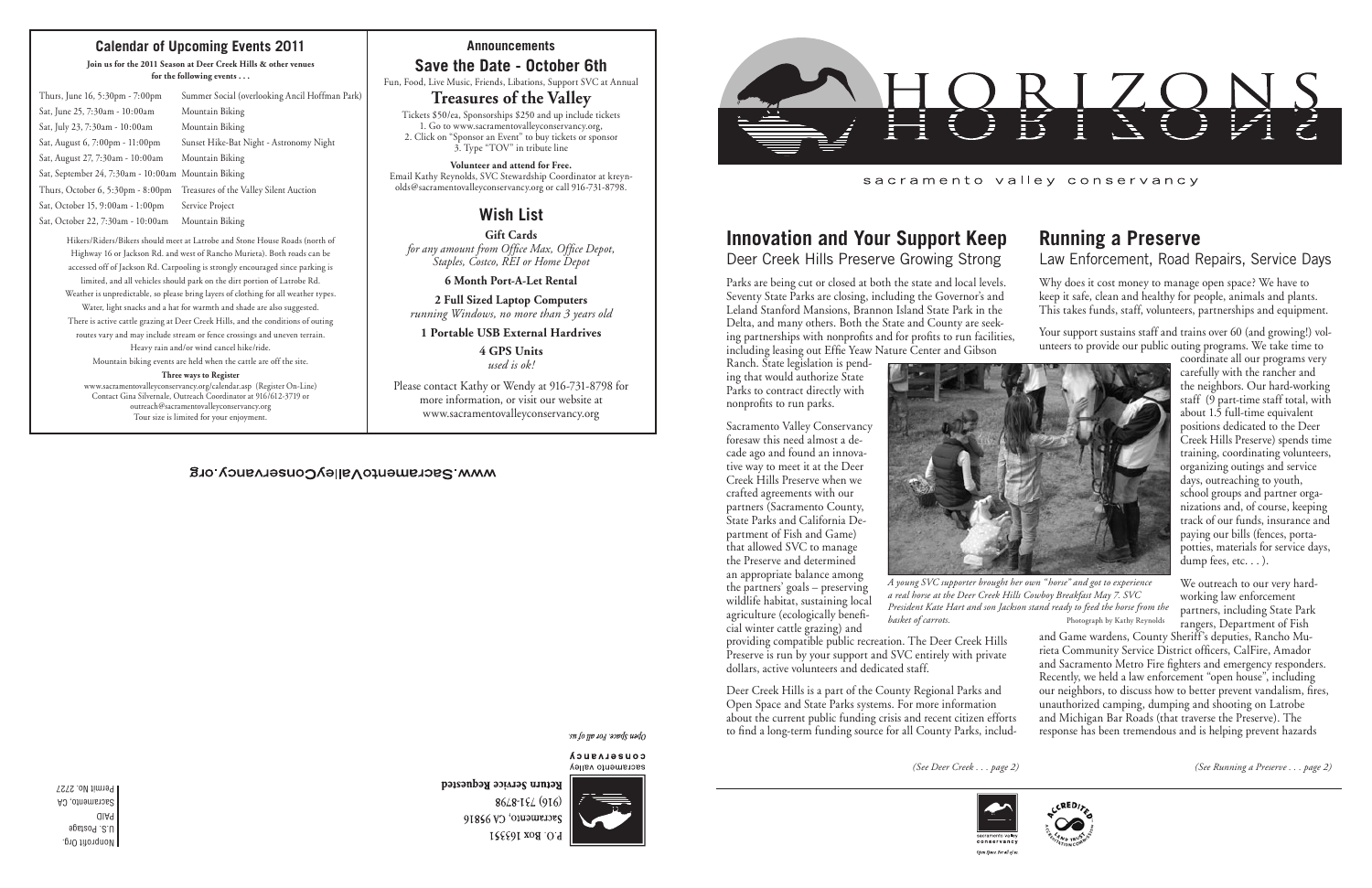## Calendar of Upcoming Events 2011

**Join us for the 2011 Season at Deer Creek Hills & other venues for the following events . . .**

| Date/Time | Event |
| --- | --- |
| Thurs, June 16, 5:30pm - 7:00pm | Summer Social (overlooking Ancil Hoffman Park) |
| Sat, June 25, 7:30am - 10:00am | Mountain Biking |
| Sat, July 23, 7:30am - 10:00am | Mountain Biking |
| Sat, August 6, 7:00pm - 11:00pm | Sunset Hike-Bat Night - Astronomy Night |
| Sat, August 27, 7:30am - 10:00am | Mountain Biking |
| Sat, September 24, 7:30am - 10:00am | Mountain Biking |
| Thurs, October 6, 5:30pm - 8:00pm | Treasures of the Valley Silent Auction |
| Sat, October 15, 9:00am - 1:00pm | Service Project |
| Sat, October 22, 7:30am - 10:00am | Mountain Biking |

Hikers/Riders/Bikers should meet at Latrobe and Stone House Roads (north of Highway 16 or Jackson Rd. and west of Rancho Murieta). Both roads can be accessed off of Jackson Rd. Carpooling is strongly encouraged since parking is limited, and all vehicles should park on the dirt portion of Latrobe Rd. Weather is unpredictable, so please bring layers of clothing for all weather types. Water, light snacks and a hat for warmth and shade are also suggested. There is active cattle grazing at Deer Creek Hills, and the conditions of outing routes vary and may include stream or fence crossings and uneven terrain. Heavy rain and/or wind cancel hike/ride.

Mountain biking events are held when the cattle are off the site.

**Three ways to Register**

www.sacramentovalleyconservancy.org/calendar.asp (Register On-Line)
Contact Gina Silvernale, Outreach Coordinator at 916/612-3719 or outreach@sacramentovalleyconservancy.org
Tour size is limited for your enjoyment.

## Announcements

### Save the Date - October 6th

Fun, Food, Live Music, Friends, Libations, Support SVC at Annual

### Treasures of the Valley

Tickets $50/ea, Sponsorships $250 and up include tickets
1. Go to www.sacramentovalleyconservancy.org,
2. Click on "Sponsor an Event" to buy tickets or sponsor
3. Type "TOV" in tribute line

**Volunteer and attend for Free.**
Email Kathy Reynolds, SVC Stewardship Coordinator at kreynolds@sacramentovalleyconservancy.org or call 916-731-8798.

## Wish List

**Gift Cards**
*for any amount from Office Max, Office Depot, Staples, Costco, REI or Home Depot*

**6 Month Port-A-Let Rental**

**2 Full Sized Laptop Computers**
*running Windows, no more than 3 years old*

**1 Portable USB External Hardrives**

**4 GPS Units**
*used is ok!*

Please contact Kathy or Wendy at 916-731-8798 for more information, or visit our website at www.sacramentovalleyconservancy.org

www.SacramentoValleyConservancy.org

P.O. Box 163351
Sacramento, CA 95816
(916) 731-8798
**Return Service Requested**

sacramento valley conservancy
*Open Space. For all of us.*

Nonprofit Org.
U.S. Postage
PAID
Sacramento, CA
Permit No. 2727

# HORIZONS

sacramento valley conservancy

## Innovation and Your Support Keep
### Deer Creek Hills Preserve Growing Strong

Parks are being cut or closed at both the state and local levels. Seventy State Parks are closing, including the Governor's and Leland Stanford Mansions, Brannon Island State Park in the Delta, and many others. Both the State and County are seeking partnerships with nonprofits and for profits to run facilities, including leasing out Effie Yeaw Nature Center and Gibson Ranch. State legislation is pending that would authorize State Parks to contract directly with nonprofits to run parks.

Sacramento Valley Conservancy foresaw this need almost a decade ago and found an innovative way to meet it at the Deer Creek Hills Preserve when we crafted agreements with our partners (Sacramento County, State Parks and California Department of Fish and Game) that allowed SVC to manage the Preserve and determined an appropriate balance among the partners' goals – preserving wildlife habitat, sustaining local agriculture (ecologically beneficial winter cattle grazing) and providing compatible public recreation. The Deer Creek Hills Preserve is run by your support and SVC entirely with private dollars, active volunteers and dedicated staff.

Deer Creek Hills is a part of the County Regional Parks and Open Space and State Parks systems. For more information about the current public funding crisis and recent citizen efforts to find a long-term funding source for all County Parks, includ-

*(See Deer Creek . . . page 2)*

*A young SVC supporter brought her own "horse" and got to experience a real horse at the Deer Creek Hills Cowboy Breakfast May 7. SVC President Kate Hart and son Jackson stand ready to feed the horse from the basket of carrots.* Photograph by Kathy Reynolds

## Running a Preserve
### Law Enforcement, Road Repairs, Service Days

Why does it cost money to manage open space? We have to keep it safe, clean and healthy for people, animals and plants. This takes funds, staff, volunteers, partnerships and equipment.

Your support sustains staff and trains over 60 (and growing!) volunteers to provide our public outing programs. We take time to coordinate all our programs very carefully with the rancher and the neighbors. Our hard-working staff (9 part-time staff total, with about 1.5 full-time equivalent positions dedicated to the Deer Creek Hills Preserve) spends time training, coordinating volunteers, organizing outings and service days, outreaching to youth, school groups and partner organizations and, of course, keeping track of our funds, insurance and paying our bills (fences, porta-potties, materials for service days, dump fees, etc. . . ).

We outreach to our very hard-working law enforcement partners, including State Park rangers, Department of Fish and Game wardens, County Sheriff's deputies, Rancho Murieta Community Service District officers, CalFire, Amador and Sacramento Metro Fire fighters and emergency responders. Recently, we held a law enforcement "open house", including our neighbors, to discuss how to better prevent vandalism, fires, unauthorized camping, dumping and shooting on Latrobe and Michigan Bar Roads (that traverse the Preserve). The response has been tremendous and is helping prevent hazards

*(See Running a Preserve . . . page 2)*

sacramento valley conservancy
*Open Space. For all of us.*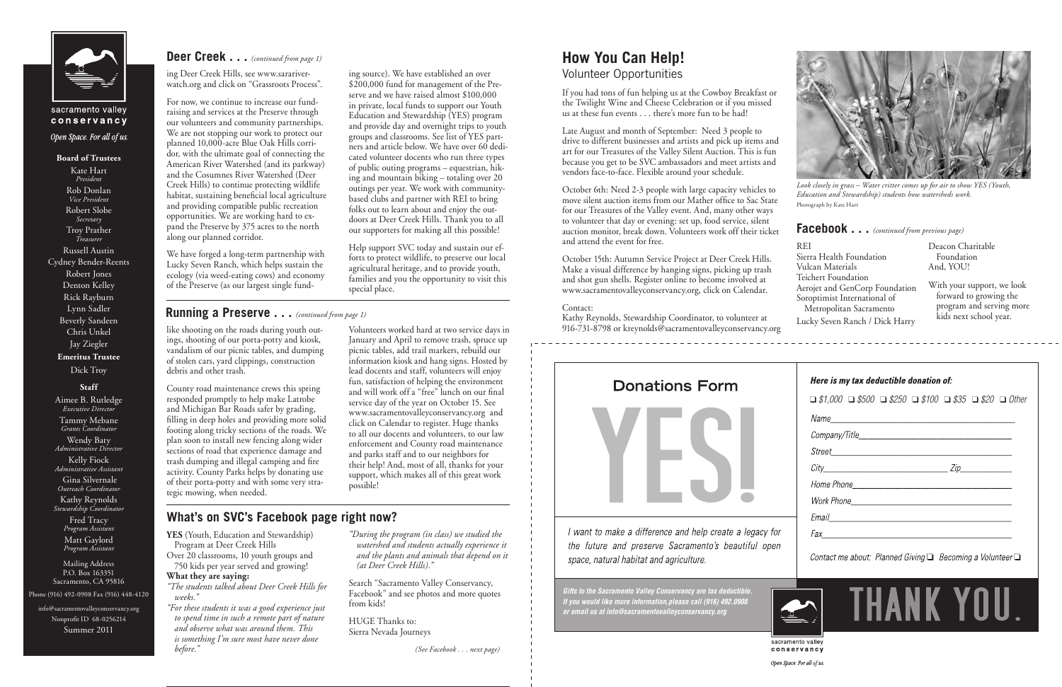sacramento valley conservancy

*Open Space. For all of us.*

**Board of Trustees**

Kate Hart
*President*

Rob Donlan
*Vice President*

Robert Slobe
*Secretary*

Troy Prather
*Treasurer*

Russell Austin
Cydney Bender-Reents
Robert Jones
Denton Kelley
Rick Rayburn
Lynn Sadler
Beverly Sandeen
Chris Unkel
Jay Ziegler

**Emeritus Trustee**

Dick Troy

**Staff**

Aimee B. Rutledge
*Executive Director*

Tammy Mebane
*Grants Coordinator*

Wendy Baty
*Administrative Director*

Kelly Fiock
*Administrative Assistant*

Gina Silvernale
*Outreach Coordinator*

Kathy Reynolds
*Stewardship Coordinator*

Fred Tracy
*Program Assistant*

Matt Gaylord
*Program Assistant*

Mailing Address
P.O. Box 163351
Sacramento, CA 95816

Phone (916) 492-0908 Fax (916) 448-4120

info@sacramentovalleyconservancy.org
Nonprofit ID 68-0256214
Summer 2011

## Deer Creek . . . *(continued from page 1)*

ing Deer Creek Hills, see www.sarariverwatch.org and click on "Grassroots Process".

For now, we continue to increase our fundraising and services at the Preserve through our volunteers and community partnerships. We are not stopping our work to protect our planned 10,000-acre Blue Oak Hills corridor, with the ultimate goal of connecting the American River Watershed (and its parkway) and the Cosumnes River Watershed (Deer Creek Hills) to continue protecting wildlife habitat, sustaining beneficial local agriculture and providing compatible public recreation opportunities. We are working hard to expand the Preserve by 375 acres to the north along our planned corridor.

We have forged a long-term partnership with Lucky Seven Ranch, which helps sustain the ecology (via weed-eating cows) and economy of the Preserve (as our largest single funding source). We have established an over $200,000 fund for management of the Preserve and we have raised almost $100,000 in private, local funds to support our Youth Education and Stewardship (YES) program and provide day and overnight trips to youth groups and classrooms. See list of YES partners and article below. We have over 60 dedicated volunteer docents who run three types of public outing programs – equestrian, hiking and mountain biking – totaling over 20 outings per year. We work with community-based clubs and partner with REI to bring folks out to learn about and enjoy the outdoors at Deer Creek Hills. Thank you to all our supporters for making all this possible!

Help support SVC today and sustain our efforts to protect wildlife, to preserve our local agricultural heritage, and to provide youth, families and you the opportunity to visit this special place.

## Running a Preserve . . . *(continued from page 1)*

like shooting on the roads during youth outings, shooting of our porta-potty and kiosk, vandalism of our picnic tables, and dumping of stolen cars, yard clippings, construction debris and other trash.

County road maintenance crews this spring responded promptly to help make Latrobe and Michigan Bar Roads safer by grading, filling in deep holes and providing more solid footing along tricky sections of the roads. We plan soon to install new fencing along wider sections of road that experience damage and trash dumping and illegal camping and fire activity. County Parks helps by donating use of their porta-potty and with some very strategic mowing, when needed.

Volunteers worked hard at two service days in January and April to remove trash, spruce up picnic tables, add trail markers, rebuild our information kiosk and hang signs. Hosted by lead docents and staff, volunteers will enjoy fun, satisfaction of helping the environment and will work off a "free" lunch on our final service day of the year on October 15. See www.sacramentovalleyconservancy.org and click on Calendar to register. Huge thanks to all our docents and volunteers, to our law enforcement and County road maintenance and parks staff and to our neighbors for their help! And, most of all, thanks for your support, which makes all of this great work possible!

## What's on SVC's Facebook page right now?

**YES** (Youth, Education and Stewardship) Program at Deer Creek Hills
Over 20 classrooms, 10 youth groups and 750 kids per year served and growing!

**What they are saying:**

*"The students talked about Deer Creek Hills for weeks."*

*"For these students it was a good experience just to spend time in such a remote part of nature and observe what was around them. This is something I'm sure most have never done before."*

*"During the program (in class) we studied the watershed and students actually experience it and the plants and animals that depend on it (at Deer Creek Hills)."*

Search "Sacramento Valley Conservancy, Facebook" and see photos and more quotes from kids!

HUGE Thanks to:
Sierra Nevada Journeys

*(See Facebook . . . next page)*

## How You Can Help!

### Volunteer Opportunities

If you had tons of fun helping us at the Cowboy Breakfast or the Twilight Wine and Cheese Celebration or if you missed us at these fun events . . . there's more fun to be had!

Late August and month of September: Need 3 people to drive to different businesses and artists and pick up items and art for our Treasures of the Valley Silent Auction. This is fun because you get to be SVC ambassadors and meet artists and vendors face-to-face. Flexible around your schedule.

October 6th: Need 2-3 people with large capacity vehicles to move silent auction items from our Mather office to Sac State for our Treasures of the Valley event. And, many other ways to volunteer that day or evening: set up, food service, silent auction monitor, break down. Volunteers work off their ticket and attend the event for free.

October 15th: Autumn Service Project at Deer Creek Hills. Make a visual difference by hanging signs, picking up trash and shot gun shells. Register online to become involved at www.sacramentovalleyconservancy.org, click on Calendar.

Contact:
Kathy Reynolds, Stewardship Coordinator, to volunteer at 916-731-8798 or kreynolds@sacramentovalleyconservancy.org

*Look closely in grass – Water critter comes up for air to show YES (Youth, Education and Stewardship) students how watersheds work.*
Photograph by Kate Hart

## Facebook . . . *(continued from previous page)*

REI
Sierra Health Foundation
Vulcan Materials
Teichert Foundation
Aerojet and GenCorp Foundation
Soroptimist International of Metropolitan Sacramento
Lucky Seven Ranch / Dick Harry
Deacon Charitable Foundation
And, YOU!

With your support, we look forward to growing the program and serving more kids next school year.

## Donations Form

# YES!

*I want to make a difference and help create a legacy for the future and preserve Sacramento's beautiful open space, natural habitat and agriculture.*

***Gifts to the Sacramento Valley Conservancy are tax deductible. If you would like more information, please call (916) 492.0908 or email us at info@sacramentovalleyconservancy.org***

***Here is my tax deductible donation of:***

❑ $1,000 ❑ $500 ❑ $250 ❑ $100 ❑ $35 ❑ $20 ❑ Other

Name\_\_\_\_\_\_\_\_\_\_\_\_\_\_\_\_\_\_\_\_\_\_\_\_\_\_\_\_\_\_\_\_\_\_\_\_

Company/Title\_\_\_\_\_\_\_\_\_\_\_\_\_\_\_\_\_\_\_\_\_\_\_\_\_\_\_\_\_\_

Street\_\_\_\_\_\_\_\_\_\_\_\_\_\_\_\_\_\_\_\_\_\_\_\_\_\_\_\_\_\_\_\_\_\_\_\_

City\_\_\_\_\_\_\_\_\_\_\_\_\_\_\_\_\_\_\_\_\_\_\_\_ Zip\_\_\_\_\_\_\_\_\_\_

Home Phone\_\_\_\_\_\_\_\_\_\_\_\_\_\_\_\_\_\_\_\_\_\_\_\_\_\_\_\_\_\_\_

Work Phone\_\_\_\_\_\_\_\_\_\_\_\_\_\_\_\_\_\_\_\_\_\_\_\_\_\_\_\_\_\_\_

Email\_\_\_\_\_\_\_\_\_\_\_\_\_\_\_\_\_\_\_\_\_\_\_\_\_\_\_\_\_\_\_\_\_\_\_\_

Fax\_\_\_\_\_\_\_\_\_\_\_\_\_\_\_\_\_\_\_\_\_\_\_\_\_\_\_\_\_\_\_\_\_\_\_\_\_\_

Contact me about: Planned Giving ❑ Becoming a Volunteer ❑

# THANK YOU.

sacramento valley conservancy

*Open Space. For all of us.*